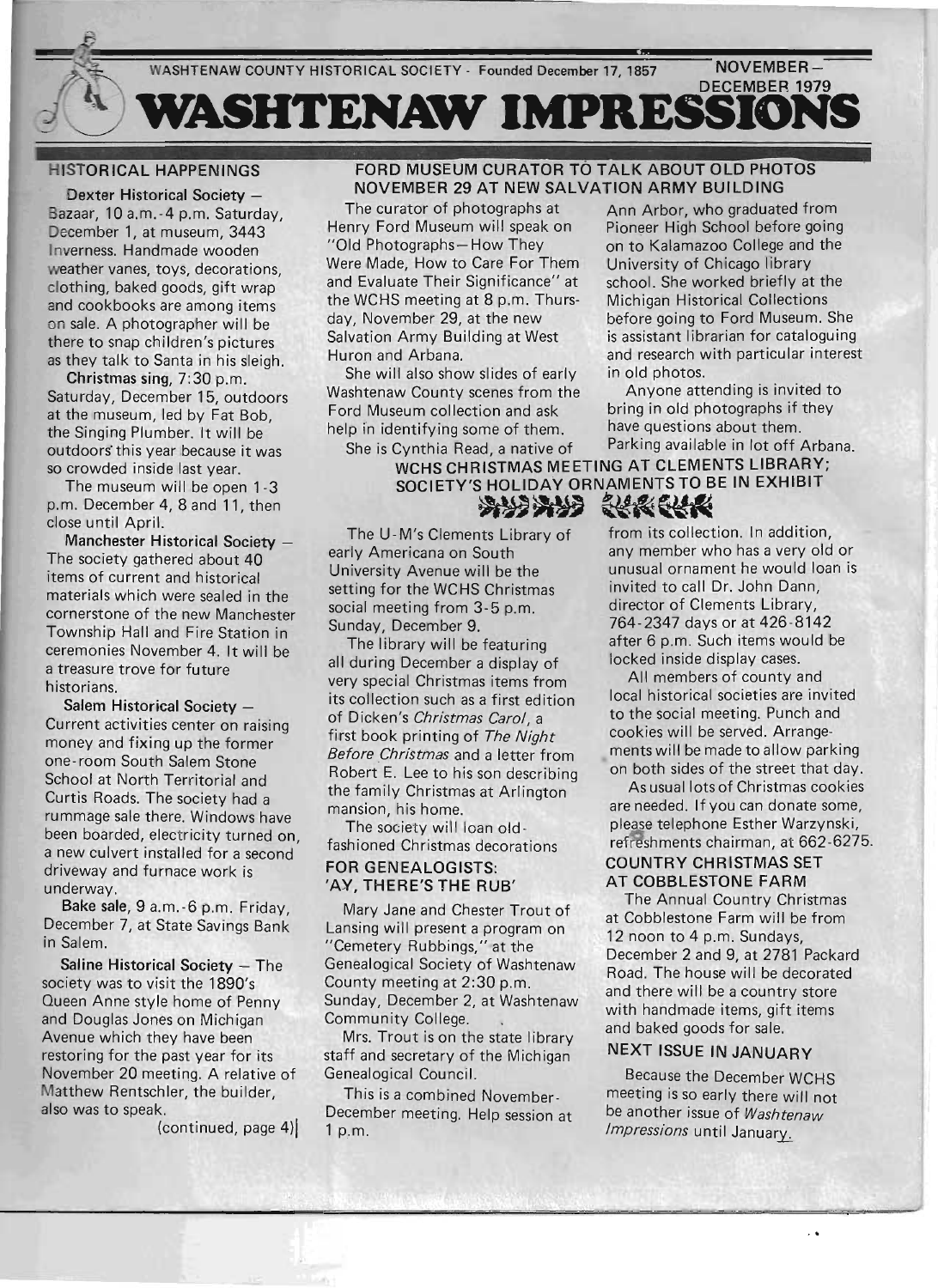WASHTENAW COUNTY HISTORICAL SOCIETY - Founded December 17, 1857

NOVEMBER–DECEMBER 1979

# WASHTENAW IMPRESSIONS

## HISTORICAL HAPPENINGS

**Dexter Historical Society** – Bazaar, 10 a.m.-4 p.m. Saturday, December 1, at museum, 3443 Inverness. Handmade wooden weather vanes, toys, decorations, clothing, baked goods, gift wrap and cookbooks are among items on sale. A photographer will be there to snap children's pictures as they talk to Santa in his sleigh.

**Christmas sing**, 7:30 p.m. Saturday, December 15, outdoors at the museum, led by Fat Bob, the Singing Plumber. It will be outdoors this year because it was so crowded inside last year.

The museum will be open 1-3 p.m. December 4, 8 and 11, then close until April.

**Manchester Historical Society** – The society gathered about 40 items of current and historical materials which were sealed in the cornerstone of the new Manchester Township Hall and Fire Station in ceremonies November 4. It will be a treasure trove for future historians.

**Salem Historical Society** – Current activities center on raising money and fixing up the former one-room South Salem Stone School at North Territorial and Curtis Roads. The society had a rummage sale there. Windows have been boarded, electricity turned on, a new culvert installed for a second driveway and furnace work is underway.

**Bake sale**, 9 a.m.-6 p.m. Friday, December 7, at State Savings Bank in Salem.

**Saline Historical Society** – The society was to visit the 1890's Queen Anne style home of Penny and Douglas Jones on Michigan Avenue which they have been restoring for the past year for its November 20 meeting. A relative of Matthew Rentschler, the builder, also was to speak.

(continued, page 4)

## FORD MUSEUM CURATOR TO TALK ABOUT OLD PHOTOS NOVEMBER 29 AT NEW SALVATION ARMY BUILDING

The curator of photographs at Henry Ford Museum will speak on "Old Photographs—How They Were Made, How to Care For Them and Evaluate Their Significance" at the WCHS meeting at 8 p.m. Thursday, November 29, at the new Salvation Army Building at West Huron and Arbana.

She will also show slides of early Washtenaw County scenes from the Ford Museum collection and ask help in identifying some of them.

She is Cynthia Read, a native of Ann Arbor, who graduated from Pioneer High School before going on to Kalamazoo College and the University of Chicago library school. She worked briefly at the Michigan Historical Collections before going to Ford Museum. She is assistant librarian for cataloguing and research with particular interest in old photos.

Anyone attending is invited to bring in old photographs if they have questions about them.

Parking available in lot off Arbana.

## WCHS CHRISTMAS MEETING AT CLEMENTS LIBRARY; SOCIETY'S HOLIDAY ORNAMENTS TO BE IN EXHIBIT

The U-M's Clements Library of early Americana on South University Avenue will be the setting for the WCHS Christmas social meeting from 3-5 p.m. Sunday, December 9.

The library will be featuring all during December a display of very special Christmas items from its collection such as a first edition of Dicken's *Christmas Carol*, a first book printing of *The Night Before Christmas* and a letter from Robert E. Lee to his son describing the family Christmas at Arlington mansion, his home.

The society will loan old-fashioned Christmas decorations from its collection. In addition, any member who has a very old or unusual ornament he would loan is invited to call Dr. John Dann, director of Clements Library, 764-2347 days or at 426-8142 after 6 p.m. Such items would be locked inside display cases.

All members of county and local historical societies are invited to the social meeting. Punch and cookies will be served. Arrangements will be made to allow parking on both sides of the street that day.

As usual lots of Christmas cookies are needed. If you can donate some, please telephone Esther Warzynski, refreshments chairman, at 662-6275.

## FOR GENEALOGISTS: 'AY, THERE'S THE RUB'

Mary Jane and Chester Trout of Lansing will present a program on "Cemetery Rubbings," at the Genealogical Society of Washtenaw County meeting at 2:30 p.m. Sunday, December 2, at Washtenaw Community College.

Mrs. Trout is on the state library staff and secretary of the Michigan Genealogical Council.

This is a combined November-December meeting. Help session at 1 p.m.

## COUNTRY CHRISTMAS SET AT COBBLESTONE FARM

The Annual Country Christmas at Cobblestone Farm will be from 12 noon to 4 p.m. Sundays, December 2 and 9, at 2781 Packard Road. The house will be decorated and there will be a country store with handmade items, gift items and baked goods for sale.

## NEXT ISSUE IN JANUARY

Because the December WCHS meeting is so early there will not be another issue of *Washtenaw Impressions* until January.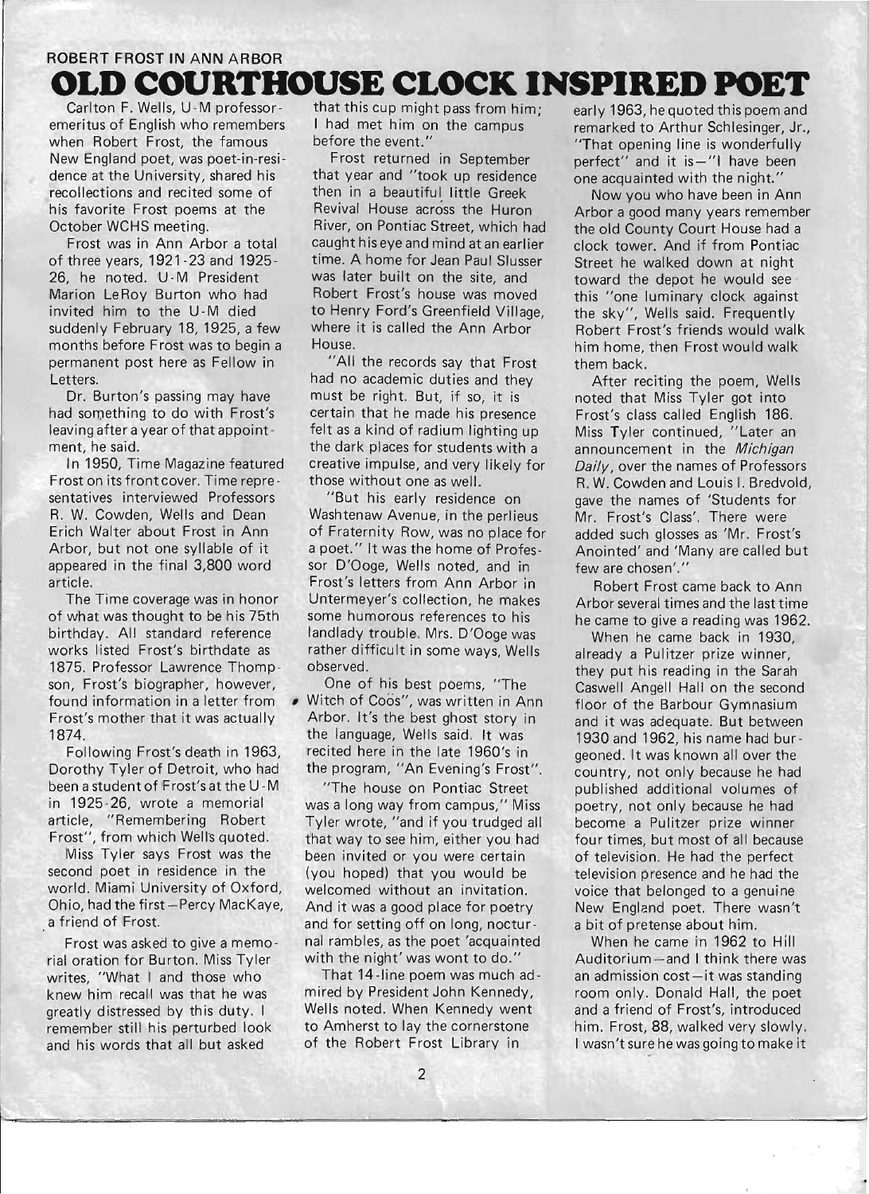ROBERT FROST IN ANN ARBOR

# OLD COURTHOUSE CLOCK INSPIRED POET

Carlton F. Wells, U-M professor-emeritus of English who remembers when Robert Frost, the famous New England poet, was poet-in-residence at the University, shared his recollections and recited some of his favorite Frost poems at the October WCHS meeting.

Frost was in Ann Arbor a total of three years, 1921-23 and 1925-26, he noted. U-M President Marion LeRoy Burton who had invited him to the U-M died suddenly February 18, 1925, a few months before Frost was to begin a permanent post here as Fellow in Letters.

Dr. Burton's passing may have had something to do with Frost's leaving after a year of that appointment, he said.

In 1950, Time Magazine featured Frost on its front cover. Time representatives interviewed Professors R. W. Cowden, Wells and Dean Erich Walter about Frost in Ann Arbor, but not one syllable of it appeared in the final 3,800 word article.

The Time coverage was in honor of what was thought to be his 75th birthday. All standard reference works listed Frost's birthdate as 1875. Professor Lawrence Thompson, Frost's biographer, however, found information in a letter from Frost's mother that it was actually 1874.

Following Frost's death in 1963, Dorothy Tyler of Detroit, who had been a student of Frost's at the U-M in 1925-26, wrote a memorial article, "Remembering Robert Frost", from which Wells quoted.

Miss Tyler says Frost was the second poet in residence in the world. Miami University of Oxford, Ohio, had the first—Percy MacKaye, a friend of Frost.

Frost was asked to give a memorial oration for Burton. Miss Tyler writes, "What I and those who knew him recall was that he was greatly distressed by this duty. I remember still his perturbed look and his words that all but asked that this cup might pass from him; I had met him on the campus before the event."

Frost returned in September that year and "took up residence then in a beautiful little Greek Revival House across the Huron River, on Pontiac Street, which had caught his eye and mind at an earlier time. A home for Jean Paul Slusser was later built on the site, and Robert Frost's house was moved to Henry Ford's Greenfield Village, where it is called the Ann Arbor House.

"All the records say that Frost had no academic duties and they must be right. But, if so, it is certain that he made his presence felt as a kind of radium lighting up the dark places for students with a creative impulse, and very likely for those without one as well.

"But his early residence on Washtenaw Avenue, in the perlieus of Fraternity Row, was no place for a poet." It was the home of Professor D'Ooge, Wells noted, and in Frost's letters from Ann Arbor in Untermeyer's collection, he makes some humorous references to his landlady trouble. Mrs. D'Ooge was rather difficult in some ways, Wells observed.

One of his best poems, "The Witch of Coös", was written in Ann Arbor. It's the best ghost story in the language, Wells said. It was recited here in the late 1960's in the program, "An Evening's Frost".

"The house on Pontiac Street was a long way from campus," Miss Tyler wrote, "and if you trudged all that way to see him, either you had been invited or you were certain (you hoped) that you would be welcomed without an invitation. And it was a good place for poetry and for setting off on long, nocturnal rambles, as the poet 'acquainted with the night' was wont to do."

That 14-line poem was much admired by President John Kennedy, Wells noted. When Kennedy went to Amherst to lay the cornerstone of the Robert Frost Library in early 1963, he quoted this poem and remarked to Arthur Schlesinger, Jr., "That opening line is wonderfully perfect" and it is—"I have been one acquainted with the night."

Now you who have been in Ann Arbor a good many years remember the old County Court House had a clock tower. And if from Pontiac Street he walked down at night toward the depot he would see this "one luminary clock against the sky", Wells said. Frequently Robert Frost's friends would walk him home, then Frost would walk them back.

After reciting the poem, Wells noted that Miss Tyler got into Frost's class called English 186. Miss Tyler continued, "Later an announcement in the *Michigan Daily*, over the names of Professors R. W. Cowden and Louis I. Bredvold, gave the names of 'Students for Mr. Frost's Class'. There were added such glosses as 'Mr. Frost's Anointed' and 'Many are called but few are chosen'."

Robert Frost came back to Ann Arbor several times and the last time he came to give a reading was 1962.

When he came back in 1930, already a Pulitzer prize winner, they put his reading in the Sarah Caswell Angell Hall on the second floor of the Barbour Gymnasium and it was adequate. But between 1930 and 1962, his name had burgeoned. It was known all over the country, not only because he had published additional volumes of poetry, not only because he had become a Pulitzer prize winner four times, but most of all because of television. He had the perfect television presence and he had the voice that belonged to a genuine New England poet. There wasn't a bit of pretense about him.

When he came in 1962 to Hill Auditorium—and I think there was an admission cost—it was standing room only. Donald Hall, the poet and a friend of Frost's, introduced him. Frost, 88, walked very slowly. I wasn't sure he was going to make it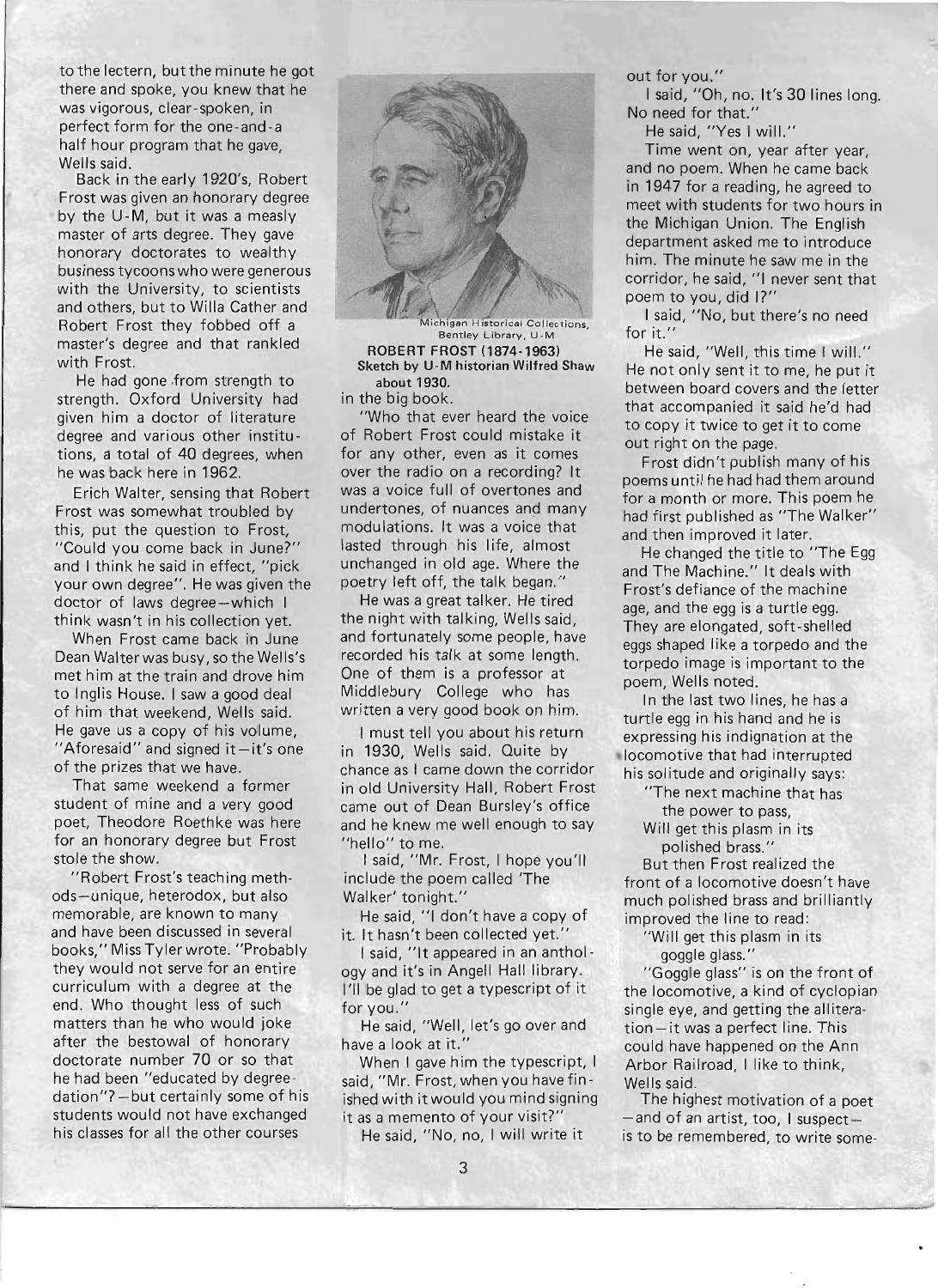to the lectern, but the minute he got there and spoke, you knew that he was vigorous, clear-spoken, in perfect form for the one-and-a half hour program that he gave, Wells said.

Back in the early 1920's, Robert Frost was given an honorary degree by the U-M, but it was a measly master of arts degree. They gave honorary doctorates to wealthy business tycoons who were generous with the University, to scientists and others, but to Willa Cather and Robert Frost they fobbed off a master's degree and that rankled with Frost.

He had gone from strength to strength. Oxford University had given him a doctor of literature degree and various other institutions, a total of 40 degrees, when he was back here in 1962.

Erich Walter, sensing that Robert Frost was somewhat troubled by this, put the question to Frost, "Could you come back in June?" and I think he said in effect, "pick your own degree". He was given the doctor of laws degree—which I think wasn't in his collection yet.

When Frost came back in June Dean Walter was busy, so the Wells's met him at the train and drove him to Inglis House. I saw a good deal of him that weekend, Wells said. He gave us a copy of his volume, "Aforesaid" and signed it—it's one of the prizes that we have.

That same weekend a former student of mine and a very good poet, Theodore Roethke was here for an honorary degree but Frost stole the show.

"Robert Frost's teaching methods—unique, heterodox, but also memorable, are known to many and have been discussed in several books," Miss Tyler wrote. "Probably they would not serve for an entire curriculum with a degree at the end. Who thought less of such matters than he who would joke after the bestowal of honorary doctorate number 70 or so that he had been "educated by degree-dation"?—but certainly some of his students would not have exchanged his classes for all the other courses

Michigan Historical Collections, Bentley Library, U-M

**ROBERT FROST (1874-1963)**
**Sketch by U-M historian Wilfred Shaw about 1930.**

in the big book.

"Who that ever heard the voice of Robert Frost could mistake it for any other, even as it comes over the radio on a recording? It was a voice full of overtones and undertones, of nuances and many modulations. It was a voice that lasted through his life, almost unchanged in old age. Where the poetry left off, the talk began."

He was a great talker. He tired the night with talking, Wells said, and fortunately some people, have recorded his talk at some length. One of them is a professor at Middlebury College who has written a very good book on him.

I must tell you about his return in 1930, Wells said. Quite by chance as I came down the corridor in old University Hall, Robert Frost came out of Dean Bursley's office and he knew me well enough to say "hello" to me.

I said, "Mr. Frost, I hope you'll include the poem called 'The Walker' tonight."

He said, "I don't have a copy of it. It hasn't been collected yet."

I said, "It appeared in an anthology and it's in Angell Hall library. I'll be glad to get a typescript of it for you."

He said, "Well, let's go over and have a look at it."

When I gave him the typescript, I said, "Mr. Frost, when you have finished with it would you mind signing it as a memento of your visit?"

He said, "No, no, I will write it out for you."

I said, "Oh, no. It's 30 lines long. No need for that."

He said, "Yes I will."

Time went on, year after year, and no poem. When he came back in 1947 for a reading, he agreed to meet with students for two hours in the Michigan Union. The English department asked me to introduce him. The minute he saw me in the corridor, he said, "I never sent that poem to you, did I?"

I said, "No, but there's no need for it."

He said, "Well, this time I will." He not only sent it to me, he put it between board covers and the letter that accompanied it said he'd had to copy it twice to get it to come out right on the page.

Frost didn't publish many of his poems until he had had them around for a month or more. This poem he had first published as "The Walker" and then improved it later.

He changed the title to "The Egg and The Machine." It deals with Frost's defiance of the machine age, and the egg is a turtle egg. They are elongated, soft-shelled eggs shaped like a torpedo and the torpedo image is important to the poem, Wells noted.

In the last two lines, he has a turtle egg in his hand and he is expressing his indignation at the locomotive that had interrupted his solitude and originally says:

> "The next machine that has
> the power to pass,
> Will get this plasm in its
> polished brass."

But then Frost realized the front of a locomotive doesn't have much polished brass and brilliantly improved the line to read:

> "Will get this plasm in its
> goggle glass."

"Goggle glass" is on the front of the locomotive, a kind of cyclopian single eye, and getting the alliteration—it was a perfect line. This could have happened on the Ann Arbor Railroad, I like to think, Wells said.

The highest motivation of a poet—and of an artist, too, I suspect—is to be remembered, to write some-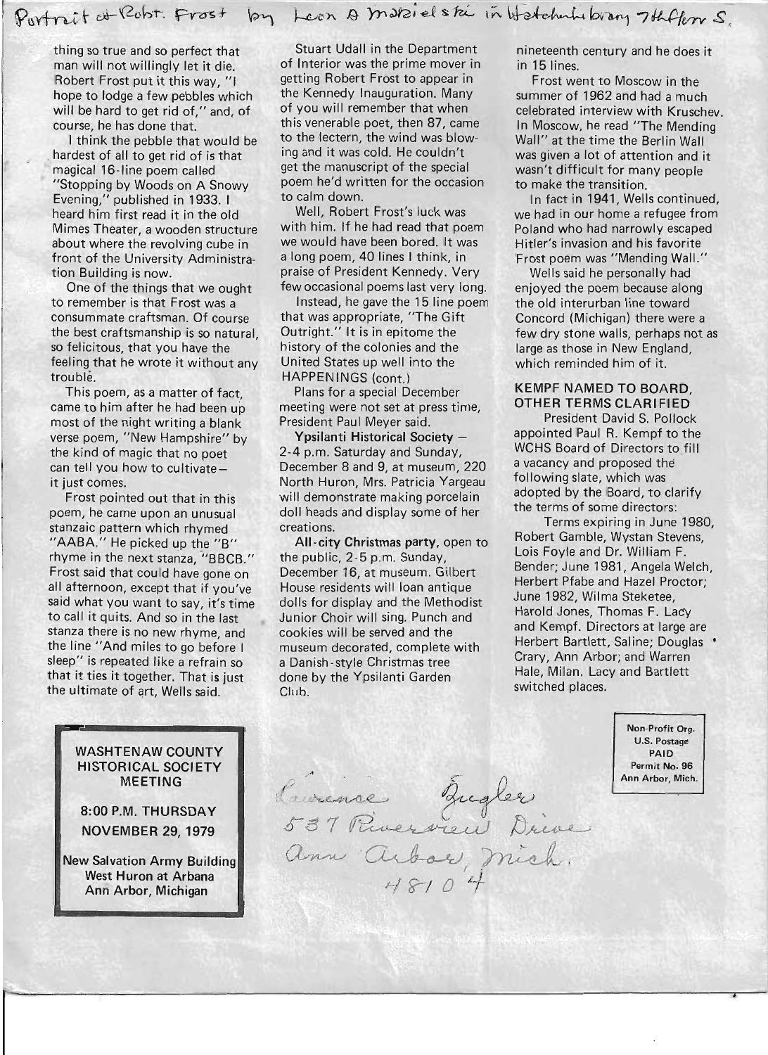Portrait of Robt. Frost by Leon A Makielski in Hatcher Library 7th floor S.

thing so true and so perfect that man will not willingly let it die. Robert Frost put it this way, "I hope to lodge a few pebbles which will be hard to get rid of," and, of course, he has done that.

I think the pebble that would be hardest of all to get rid of is that magical 16-line poem called "Stopping by Woods on A Snowy Evening," published in 1933. I heard him first read it in the old Mimes Theater, a wooden structure about where the revolving cube in front of the University Administration Building is now.

One of the things that we ought to remember is that Frost was a consummate craftsman. Of course the best craftsmanship is so natural, so felicitous, that you have the feeling that he wrote it without any trouble.

This poem, as a matter of fact, came to him after he had been up most of the night writing a blank verse poem, "New Hampshire" by the kind of magic that no poet can tell you how to cultivate—it just comes.

Frost pointed out that in this poem, he came upon an unusual stanzaic pattern which rhymed "AABA." He picked up the "B" rhyme in the next stanza, "BBCB." Frost said that could have gone on all afternoon, except that if you've said what you want to say, it's time to call it quits. And so in the last stanza there is no new rhyme, and the line "And miles to go before I sleep" is repeated like a refrain so that it ties it together. That is just the ultimate of art, Wells said.

Stuart Udall in the Department of Interior was the prime mover in getting Robert Frost to appear in the Kennedy Inauguration. Many of you will remember that when this venerable poet, then 87, came to the lectern, the wind was blowing and it was cold. He couldn't get the manuscript of the special poem he'd written for the occasion to calm down.

Well, Robert Frost's luck was with him. If he had read that poem we would have been bored. It was a long poem, 40 lines I think, in praise of President Kennedy. Very few occasional poems last very long.

Instead, he gave the 15 line poem that was appropriate, "The Gift Outright." It is in epitome the history of the colonies and the United States up well into the nineteenth century and he does it in 15 lines.

Frost went to Moscow in the summer of 1962 and had a much celebrated interview with Kruschev. In Moscow, he read "The Mending Wall" at the time the Berlin Wall was given a lot of attention and it wasn't difficult for many people to make the transition.

In fact in 1941, Wells continued, we had in our home a refugee from Poland who had narrowly escaped Hitler's invasion and his favorite Frost poem was "Mending Wall."

Wells said he personally had enjoyed the poem because along the old interurban line toward Concord (Michigan) there were a few dry stone walls, perhaps not as large as those in New England, which reminded him of it.

HAPPENINGS (cont.)

Plans for a special December meeting were not set at press time, President Paul Meyer said.

**Ypsilanti Historical Society** – 2-4 p.m. Saturday and Sunday, December 8 and 9, at museum, 220 North Huron, Mrs. Patricia Yargeau will demonstrate making porcelain doll heads and display some of her creations.

**All-city Christmas party**, open to the public, 2-5 p.m. Sunday, December 16, at museum. Gilbert House residents will loan antique dolls for display and the Methodist Junior Choir will sing. Punch and cookies will be served and the museum decorated, complete with a Danish-style Christmas tree done by the Ypsilanti Garden Club.

## KEMPF NAMED TO BOARD, OTHER TERMS CLARIFIED

President David S. Pollock appointed Paul R. Kempf to the WCHS Board of Directors to fill a vacancy and proposed the following slate, which was adopted by the Board, to clarify the terms of some directors:

Terms expiring in June 1980, Robert Gamble, Wystan Stevens, Lois Foyle and Dr. William F. Bender; June 1981, Angela Welch, Herbert Pfabe and Hazel Proctor; June 1982, Wilma Steketee, Harold Jones, Thomas F. Lacy and Kempf. Directors at large are Herbert Bartlett, Saline; Douglas Crary, Ann Arbor; and Warren Hale, Milan. Lacy and Bartlett switched places.

**WASHTENAW COUNTY HISTORICAL SOCIETY MEETING**

**8:00 P.M. THURSDAY NOVEMBER 29, 1979**

**New Salvation Army Building West Huron at Arbana Ann Arbor, Michigan**

Non-Profit Org.
U.S. Postage
PAID
Permit No. 96
Ann Arbor, Mich.

Laurence Ziegler
537 Riverview Drive
Ann Arbor, Mich.
48104